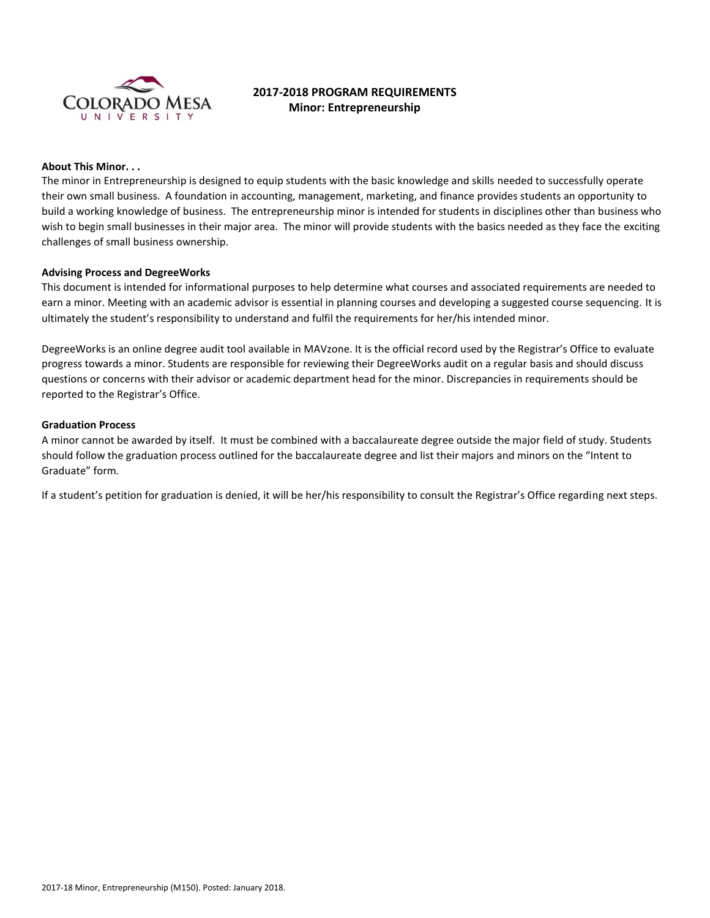# 2017-2018 PROGRAM REQUIREMENTS
## Minor: Entrepreneurship

**About This Minor. . .**

The minor in Entrepreneurship is designed to equip students with the basic knowledge and skills needed to successfully operate their own small business. A foundation in accounting, management, marketing, and finance provides students an opportunity to build a working knowledge of business. The entrepreneurship minor is intended for students in disciplines other than business who wish to begin small businesses in their major area. The minor will provide students with the basics needed as they face the exciting challenges of small business ownership.

**Advising Process and DegreeWorks**

This document is intended for informational purposes to help determine what courses and associated requirements are needed to earn a minor. Meeting with an academic advisor is essential in planning courses and developing a suggested course sequencing. It is ultimately the student's responsibility to understand and fulfil the requirements for her/his intended minor.

DegreeWorks is an online degree audit tool available in MAVzone. It is the official record used by the Registrar's Office to evaluate progress towards a minor. Students are responsible for reviewing their DegreeWorks audit on a regular basis and should discuss questions or concerns with their advisor or academic department head for the minor. Discrepancies in requirements should be reported to the Registrar's Office.

**Graduation Process**

A minor cannot be awarded by itself. It must be combined with a baccalaureate degree outside the major field of study. Students should follow the graduation process outlined for the baccalaureate degree and list their majors and minors on the "Intent to Graduate" form.

If a student's petition for graduation is denied, it will be her/his responsibility to consult the Registrar's Office regarding next steps.

2017-18 Minor, Entrepreneurship (M150). Posted: January 2018.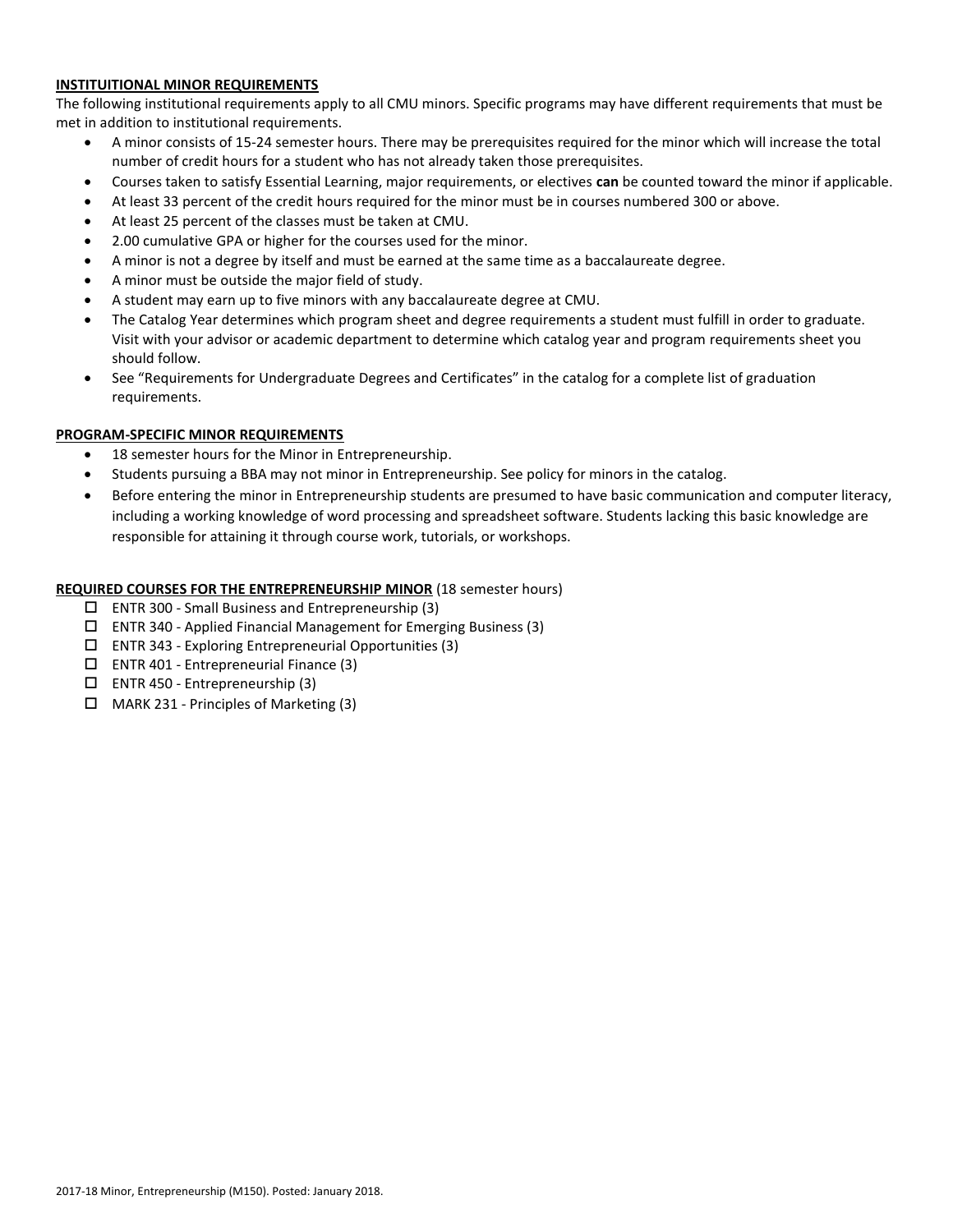**INSTITUITIONAL MINOR REQUIREMENTS**

The following institutional requirements apply to all CMU minors. Specific programs may have different requirements that must be met in addition to institutional requirements.

- A minor consists of 15-24 semester hours. There may be prerequisites required for the minor which will increase the total number of credit hours for a student who has not already taken those prerequisites.
- Courses taken to satisfy Essential Learning, major requirements, or electives **can** be counted toward the minor if applicable.
- At least 33 percent of the credit hours required for the minor must be in courses numbered 300 or above.
- At least 25 percent of the classes must be taken at CMU.
- 2.00 cumulative GPA or higher for the courses used for the minor.
- A minor is not a degree by itself and must be earned at the same time as a baccalaureate degree.
- A minor must be outside the major field of study.
- A student may earn up to five minors with any baccalaureate degree at CMU.
- The Catalog Year determines which program sheet and degree requirements a student must fulfill in order to graduate. Visit with your advisor or academic department to determine which catalog year and program requirements sheet you should follow.
- See "Requirements for Undergraduate Degrees and Certificates" in the catalog for a complete list of graduation requirements.

**PROGRAM-SPECIFIC MINOR REQUIREMENTS**

- 18 semester hours for the Minor in Entrepreneurship.
- Students pursuing a BBA may not minor in Entrepreneurship. See policy for minors in the catalog.
- Before entering the minor in Entrepreneurship students are presumed to have basic communication and computer literacy, including a working knowledge of word processing and spreadsheet software. Students lacking this basic knowledge are responsible for attaining it through course work, tutorials, or workshops.

**REQUIRED COURSES FOR THE ENTREPRENEURSHIP MINOR** (18 semester hours)

- ☐ ENTR 300 - Small Business and Entrepreneurship (3)
- ☐ ENTR 340 - Applied Financial Management for Emerging Business (3)
- ☐ ENTR 343 - Exploring Entrepreneurial Opportunities (3)
- ☐ ENTR 401 - Entrepreneurial Finance (3)
- ☐ ENTR 450 - Entrepreneurship (3)
- ☐ MARK 231 - Principles of Marketing (3)

2017-18 Minor, Entrepreneurship (M150). Posted: January 2018.